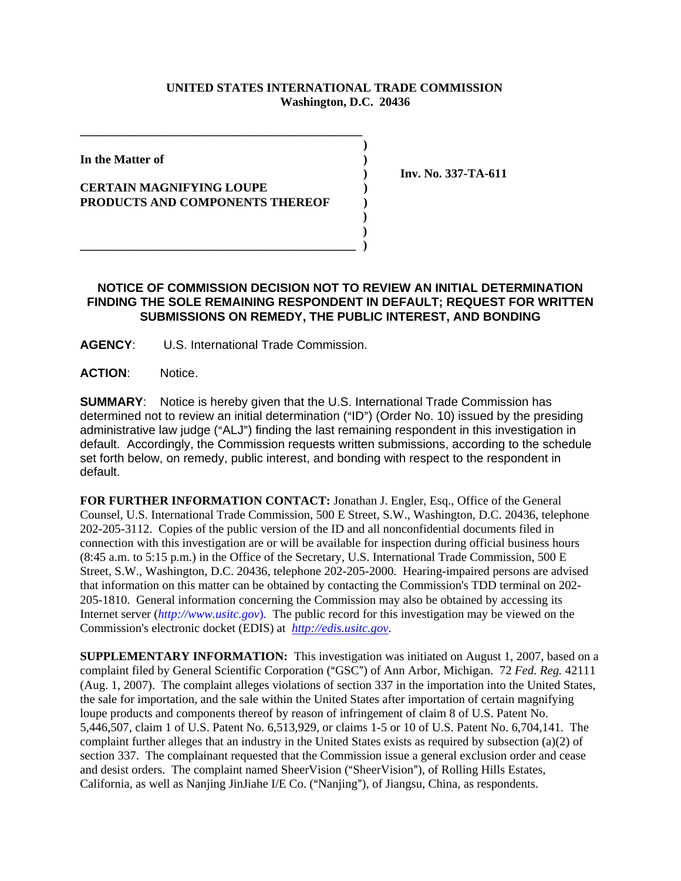**UNITED STATES INTERNATIONAL TRADE COMMISSION**
**Washington, D.C. 20436**

**In the Matter of**

**CERTAIN MAGNIFYING LOUPE PRODUCTS AND COMPONENTS THEREOF**

**Inv. No. 337-TA-611**

## NOTICE OF COMMISSION DECISION NOT TO REVIEW AN INITIAL DETERMINATION FINDING THE SOLE REMAINING RESPONDENT IN DEFAULT; REQUEST FOR WRITTEN SUBMISSIONS ON REMEDY, THE PUBLIC INTEREST, AND BONDING

**AGENCY**: U.S. International Trade Commission.

**ACTION**: Notice.

**SUMMARY**: Notice is hereby given that the U.S. International Trade Commission has determined not to review an initial determination ("ID") (Order No. 10) issued by the presiding administrative law judge ("ALJ") finding the last remaining respondent in this investigation in default. Accordingly, the Commission requests written submissions, according to the schedule set forth below, on remedy, public interest, and bonding with respect to the respondent in default.

**FOR FURTHER INFORMATION CONTACT:** Jonathan J. Engler, Esq., Office of the General Counsel, U.S. International Trade Commission, 500 E Street, S.W., Washington, D.C. 20436, telephone 202-205-3112. Copies of the public version of the ID and all nonconfidential documents filed in connection with this investigation are or will be available for inspection during official business hours (8:45 a.m. to 5:15 p.m.) in the Office of the Secretary, U.S. International Trade Commission, 500 E Street, S.W., Washington, D.C. 20436, telephone 202-205-2000. Hearing-impaired persons are advised that information on this matter can be obtained by contacting the Commission's TDD terminal on 202-205-1810. General information concerning the Commission may also be obtained by accessing its Internet server (*http://www.usitc.gov*). The public record for this investigation may be viewed on the Commission's electronic docket (EDIS) at *http://edis.usitc.gov*.

**SUPPLEMENTARY INFORMATION:** This investigation was initiated on August 1, 2007, based on a complaint filed by General Scientific Corporation ("GSC") of Ann Arbor, Michigan. 72 *Fed. Reg.* 42111 (Aug. 1, 2007). The complaint alleges violations of section 337 in the importation into the United States, the sale for importation, and the sale within the United States after importation of certain magnifying loupe products and components thereof by reason of infringement of claim 8 of U.S. Patent No. 5,446,507, claim 1 of U.S. Patent No. 6,513,929, or claims 1-5 or 10 of U.S. Patent No. 6,704,141. The complaint further alleges that an industry in the United States exists as required by subsection (a)(2) of section 337. The complainant requested that the Commission issue a general exclusion order and cease and desist orders. The complaint named SheerVision ("SheerVision"), of Rolling Hills Estates, California, as well as Nanjing JinJiahe I/E Co. ("Nanjing"), of Jiangsu, China, as respondents.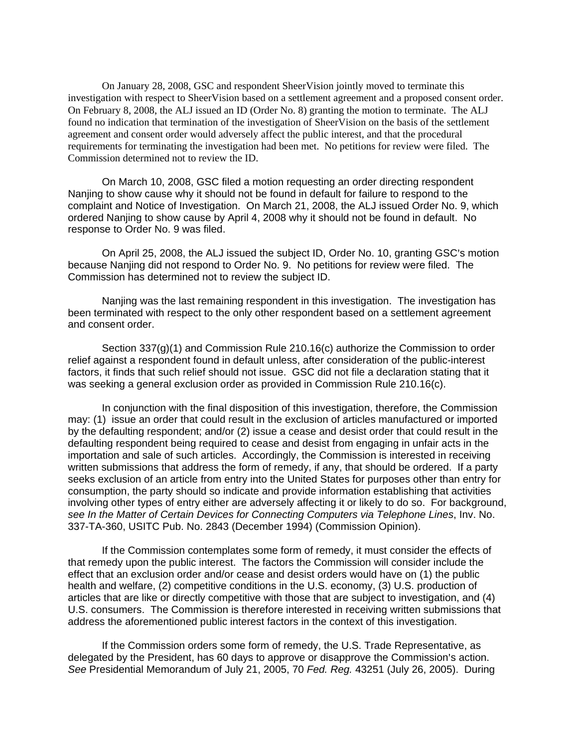On January 28, 2008, GSC and respondent SheerVision jointly moved to terminate this investigation with respect to SheerVision based on a settlement agreement and a proposed consent order. On February 8, 2008, the ALJ issued an ID (Order No. 8) granting the motion to terminate. The ALJ found no indication that termination of the investigation of SheerVision on the basis of the settlement agreement and consent order would adversely affect the public interest, and that the procedural requirements for terminating the investigation had been met. No petitions for review were filed. The Commission determined not to review the ID.

On March 10, 2008, GSC filed a motion requesting an order directing respondent Nanjing to show cause why it should not be found in default for failure to respond to the complaint and Notice of Investigation. On March 21, 2008, the ALJ issued Order No. 9, which ordered Nanjing to show cause by April 4, 2008 why it should not be found in default. No response to Order No. 9 was filed.

On April 25, 2008, the ALJ issued the subject ID, Order No. 10, granting GSC's motion because Nanjing did not respond to Order No. 9. No petitions for review were filed. The Commission has determined not to review the subject ID.

Nanjing was the last remaining respondent in this investigation. The investigation has been terminated with respect to the only other respondent based on a settlement agreement and consent order.

Section 337(g)(1) and Commission Rule 210.16(c) authorize the Commission to order relief against a respondent found in default unless, after consideration of the public-interest factors, it finds that such relief should not issue. GSC did not file a declaration stating that it was seeking a general exclusion order as provided in Commission Rule 210.16(c).

In conjunction with the final disposition of this investigation, therefore, the Commission may: (1) issue an order that could result in the exclusion of articles manufactured or imported by the defaulting respondent; and/or (2) issue a cease and desist order that could result in the defaulting respondent being required to cease and desist from engaging in unfair acts in the importation and sale of such articles. Accordingly, the Commission is interested in receiving written submissions that address the form of remedy, if any, that should be ordered. If a party seeks exclusion of an article from entry into the United States for purposes other than entry for consumption, the party should so indicate and provide information establishing that activities involving other types of entry either are adversely affecting it or likely to do so. For background, *see In the Matter of Certain Devices for Connecting Computers via Telephone Lines*, Inv. No. 337-TA-360, USITC Pub. No. 2843 (December 1994) (Commission Opinion).

If the Commission contemplates some form of remedy, it must consider the effects of that remedy upon the public interest. The factors the Commission will consider include the effect that an exclusion order and/or cease and desist orders would have on (1) the public health and welfare, (2) competitive conditions in the U.S. economy, (3) U.S. production of articles that are like or directly competitive with those that are subject to investigation, and (4) U.S. consumers. The Commission is therefore interested in receiving written submissions that address the aforementioned public interest factors in the context of this investigation.

If the Commission orders some form of remedy, the U.S. Trade Representative, as delegated by the President, has 60 days to approve or disapprove the Commission's action. *See* Presidential Memorandum of July 21, 2005, 70 *Fed. Reg.* 43251 (July 26, 2005). During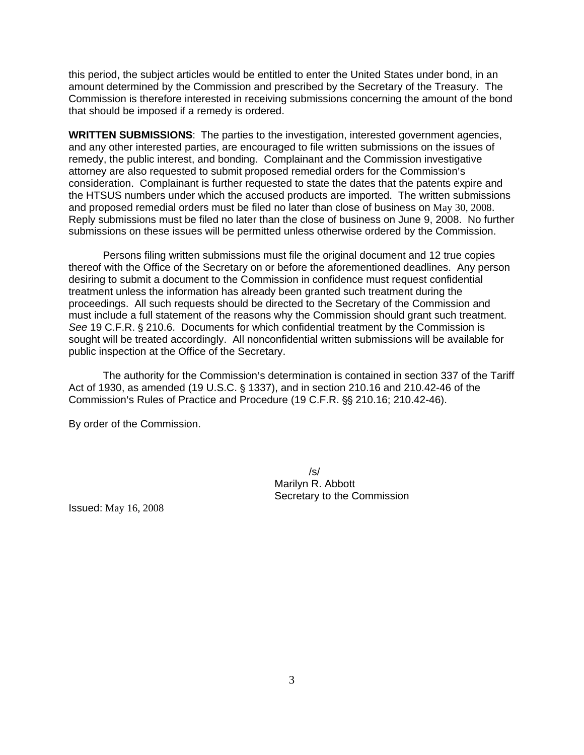this period, the subject articles would be entitled to enter the United States under bond, in an amount determined by the Commission and prescribed by the Secretary of the Treasury. The Commission is therefore interested in receiving submissions concerning the amount of the bond that should be imposed if a remedy is ordered.

**WRITTEN SUBMISSIONS**: The parties to the investigation, interested government agencies, and any other interested parties, are encouraged to file written submissions on the issues of remedy, the public interest, and bonding. Complainant and the Commission investigative attorney are also requested to submit proposed remedial orders for the Commission's consideration. Complainant is further requested to state the dates that the patents expire and the HTSUS numbers under which the accused products are imported. The written submissions and proposed remedial orders must be filed no later than close of business on May 30, 2008. Reply submissions must be filed no later than the close of business on June 9, 2008. No further submissions on these issues will be permitted unless otherwise ordered by the Commission.

Persons filing written submissions must file the original document and 12 true copies thereof with the Office of the Secretary on or before the aforementioned deadlines. Any person desiring to submit a document to the Commission in confidence must request confidential treatment unless the information has already been granted such treatment during the proceedings. All such requests should be directed to the Secretary of the Commission and must include a full statement of the reasons why the Commission should grant such treatment. *See* 19 C.F.R. § 210.6. Documents for which confidential treatment by the Commission is sought will be treated accordingly. All nonconfidential written submissions will be available for public inspection at the Office of the Secretary.

The authority for the Commission's determination is contained in section 337 of the Tariff Act of 1930, as amended (19 U.S.C. § 1337), and in section 210.16 and 210.42-46 of the Commission's Rules of Practice and Procedure (19 C.F.R. §§ 210.16; 210.42-46).

By order of the Commission.

/s/
Marilyn R. Abbott
Secretary to the Commission

Issued: May 16, 2008